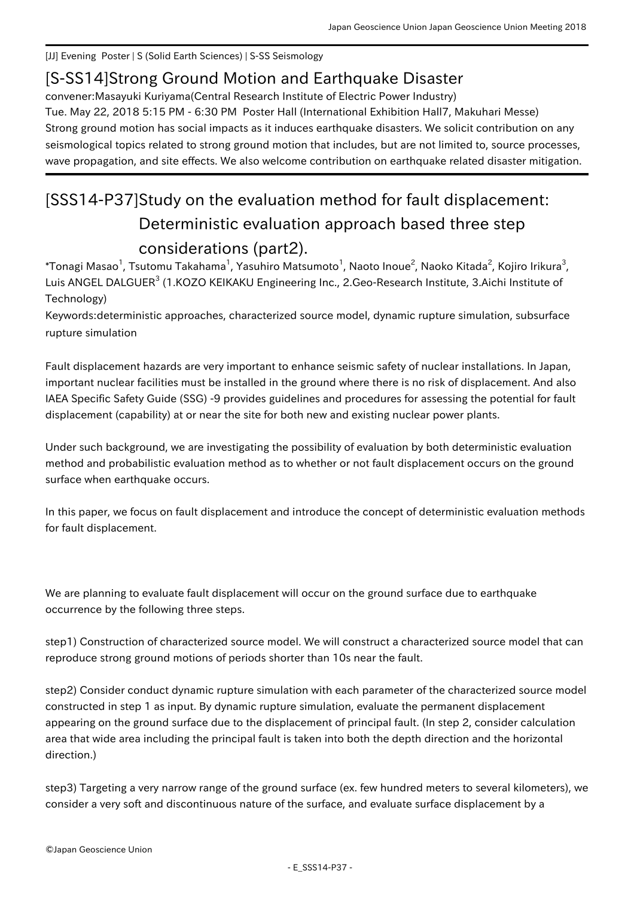[JJ] Evening Poster | S (Solid Earth Sciences) | S-SS Seismology

## [S-SS14]Strong Ground Motion and Earthquake Disaster

convener:Masayuki Kuriyama(Central Research Institute of Electric Power Industry)

Tue. May 22, 2018 5:15 PM - 6:30 PM Poster Hall (International Exhibition Hall7, Makuhari Messe)

Strong ground motion has social impacts as it induces earthquake disasters. We solicit contribution on any seismological topics related to strong ground motion that includes, but are not limited to, source processes, wave propagation, and site effects. We also welcome contribution on earthquake related disaster mitigation.

# [SSS14-P37]Study on the evaluation method for fault displacement: Deterministic evaluation approach based three step considerations (part2).

*Tonagi Masao[1], Tsutomu Takahama[1], Yasuhiro Matsumoto[1], Naoto Inoue[2], Naoko Kitada[2], Kojiro Irikura[3], Luis ANGEL DALGUER[3] (1.KOZO KEIKAKU Engineering Inc., 2.Geo-Research Institute, 3.Aichi Institute of Technology)

Keywords:deterministic approaches, characterized source model, dynamic rupture simulation, subsurface rupture simulation

Fault displacement hazards are very important to enhance seismic safety of nuclear installations. In Japan, important nuclear facilities must be installed in the ground where there is no risk of displacement. And also IAEA Specific Safety Guide (SSG) -9 provides guidelines and procedures for assessing the potential for fault displacement (capability) at or near the site for both new and existing nuclear power plants.

Under such background, we are investigating the possibility of evaluation by both deterministic evaluation method and probabilistic evaluation method as to whether or not fault displacement occurs on the ground surface when earthquake occurs.

In this paper, we focus on fault displacement and introduce the concept of deterministic evaluation methods for fault displacement.

We are planning to evaluate fault displacement will occur on the ground surface due to earthquake occurrence by the following three steps.

step1) Construction of characterized source model. We will construct a characterized source model that can reproduce strong ground motions of periods shorter than 10s near the fault.

step2) Consider conduct dynamic rupture simulation with each parameter of the characterized source model constructed in step 1 as input. By dynamic rupture simulation, evaluate the permanent displacement appearing on the ground surface due to the displacement of principal fault. (In step 2, consider calculation area that wide area including the principal fault is taken into both the depth direction and the horizontal direction.)

step3) Targeting a very narrow range of the ground surface (ex. few hundred meters to several kilometers), we consider a very soft and discontinuous nature of the surface, and evaluate surface displacement by a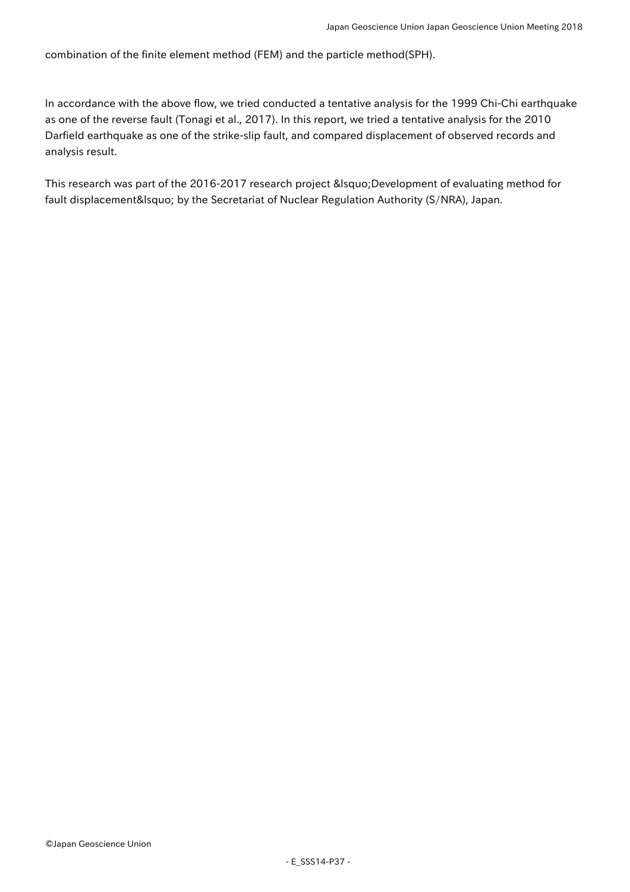combination of the finite element method (FEM) and the particle method(SPH).

In accordance with the above flow, we tried conducted a tentative analysis for the 1999 Chi-Chi earthquake as one of the reverse fault (Tonagi et al., 2017). In this report, we tried a tentative analysis for the 2010 Darfield earthquake as one of the strike-slip fault, and compared displacement of observed records and analysis result.

This research was part of the 2016-2017 research project &lsquo;Development of evaluating method for fault displacement&lsquo; by the Secretariat of Nuclear Regulation Authority (S/NRA), Japan.